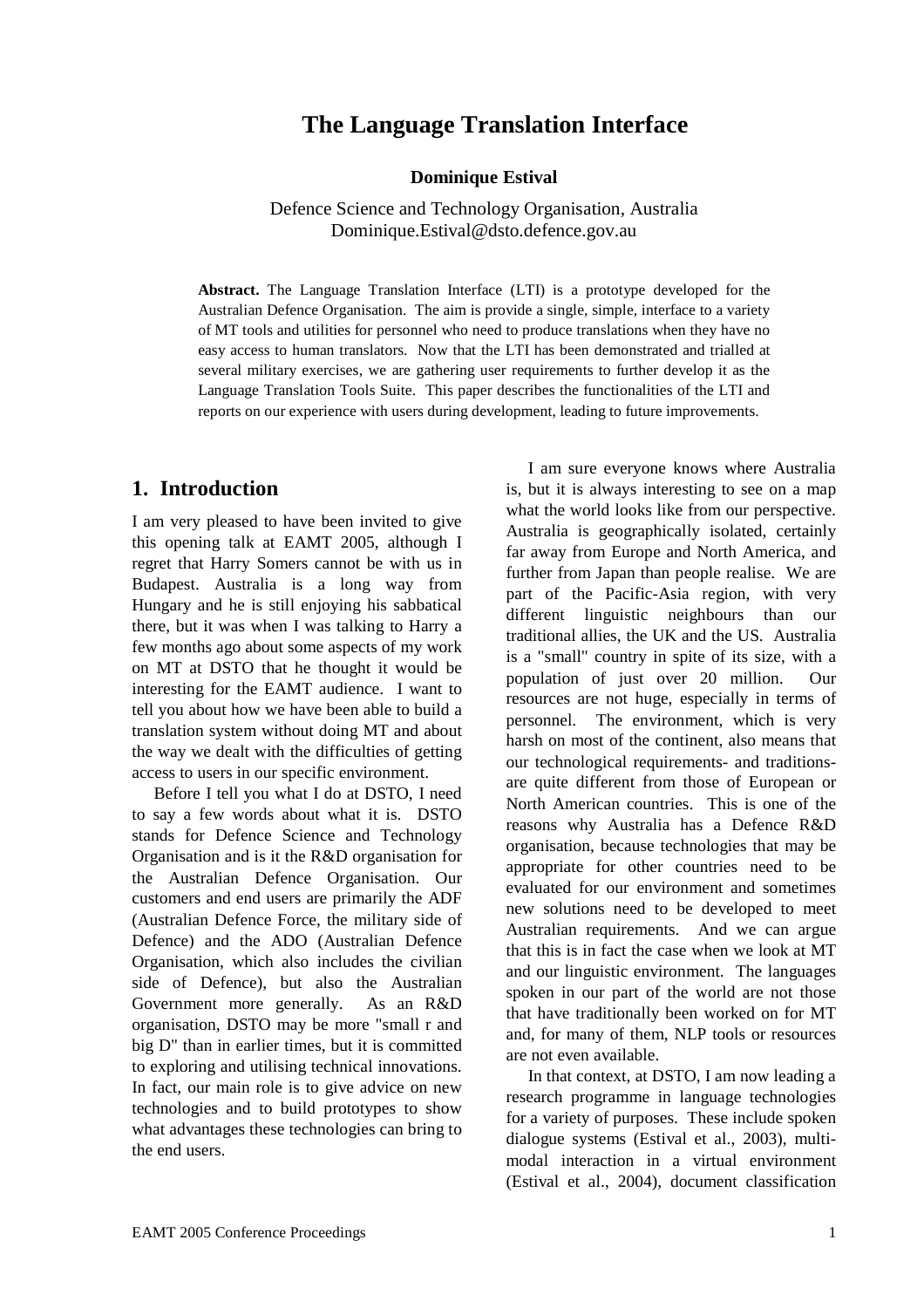# The Language Translation Interface

**Dominique Estival**

Defence Science and Technology Organisation, Australia
Dominique.Estival@dsto.defence.gov.au

**Abstract.** The Language Translation Interface (LTI) is a prototype developed for the Australian Defence Organisation. The aim is provide a single, simple, interface to a variety of MT tools and utilities for personnel who need to produce translations when they have no easy access to human translators. Now that the LTI has been demonstrated and trialled at several military exercises, we are gathering user requirements to further develop it as the Language Translation Tools Suite. This paper describes the functionalities of the LTI and reports on our experience with users during development, leading to future improvements.

## 1. Introduction

I am very pleased to have been invited to give this opening talk at EAMT 2005, although I regret that Harry Somers cannot be with us in Budapest. Australia is a long way from Hungary and he is still enjoying his sabbatical there, but it was when I was talking to Harry a few months ago about some aspects of my work on MT at DSTO that he thought it would be interesting for the EAMT audience. I want to tell you about how we have been able to build a translation system without doing MT and about the way we dealt with the difficulties of getting access to users in our specific environment.

Before I tell you what I do at DSTO, I need to say a few words about what it is. DSTO stands for Defence Science and Technology Organisation and is it the R&D organisation for the Australian Defence Organisation. Our customers and end users are primarily the ADF (Australian Defence Force, the military side of Defence) and the ADO (Australian Defence Organisation, which also includes the civilian side of Defence), but also the Australian Government more generally. As an R&D organisation, DSTO may be more "small r and big D" than in earlier times, but it is committed to exploring and utilising technical innovations. In fact, our main role is to give advice on new technologies and to build prototypes to show what advantages these technologies can bring to the end users.

I am sure everyone knows where Australia is, but it is always interesting to see on a map what the world looks like from our perspective. Australia is geographically isolated, certainly far away from Europe and North America, and further from Japan than people realise. We are part of the Pacific-Asia region, with very different linguistic neighbours than our traditional allies, the UK and the US. Australia is a "small" country in spite of its size, with a population of just over 20 million. Our resources are not huge, especially in terms of personnel. The environment, which is very harsh on most of the continent, also means that our technological requirements- and traditions- are quite different from those of European or North American countries. This is one of the reasons why Australia has a Defence R&D organisation, because technologies that may be appropriate for other countries need to be evaluated for our environment and sometimes new solutions need to be developed to meet Australian requirements. And we can argue that this is in fact the case when we look at MT and our linguistic environment. The languages spoken in our part of the world are not those that have traditionally been worked on for MT and, for many of them, NLP tools or resources are not even available.

In that context, at DSTO, I am now leading a research programme in language technologies for a variety of purposes. These include spoken dialogue systems (Estival et al., 2003), multi-modal interaction in a virtual environment (Estival et al., 2004), document classification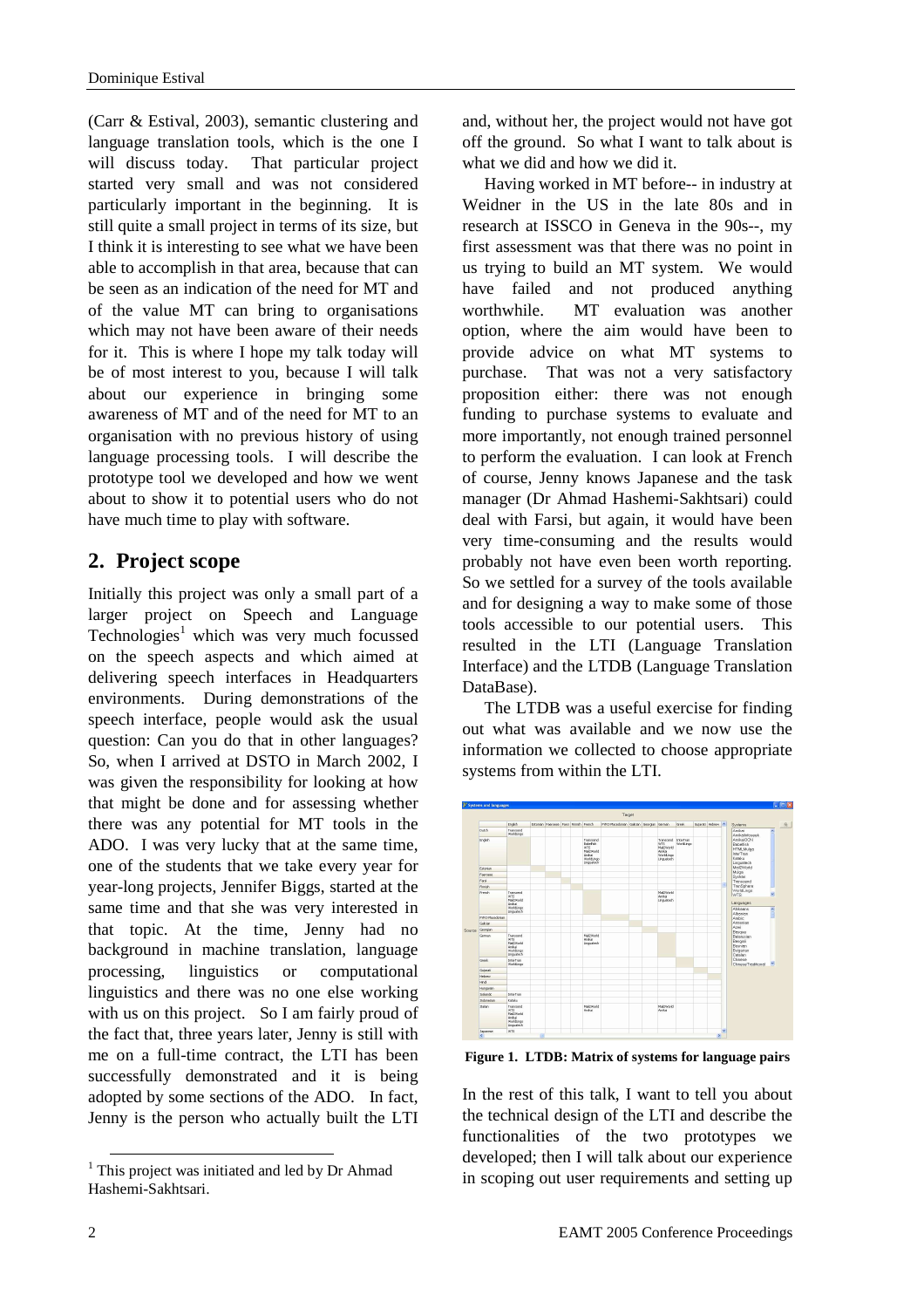(Carr & Estival, 2003), semantic clustering and language translation tools, which is the one I will discuss today. That particular project started very small and was not considered particularly important in the beginning. It is still quite a small project in terms of its size, but I think it is interesting to see what we have been able to accomplish in that area, because that can be seen as an indication of the need for MT and of the value MT can bring to organisations which may not have been aware of their needs for it. This is where I hope my talk today will be of most interest to you, because I will talk about our experience in bringing some awareness of MT and of the need for MT to an organisation with no previous history of using language processing tools. I will describe the prototype tool we developed and how we went about to show it to potential users who do not have much time to play with software.

## 2. Project scope

Initially this project was only a small part of a larger project on Speech and Language Technologies[1] which was very much focussed on the speech aspects and which aimed at delivering speech interfaces in Headquarters environments. During demonstrations of the speech interface, people would ask the usual question: Can you do that in other languages? So, when I arrived at DSTO in March 2002, I was given the responsibility for looking at how that might be done and for assessing whether there was any potential for MT tools in the ADO. I was very lucky that at the same time, one of the students that we take every year for year-long projects, Jennifer Biggs, started at the same time and that she was very interested in that topic. At the time, Jenny had no background in machine translation, language processing, linguistics or computational linguistics and there was no one else working with us on this project. So I am fairly proud of the fact that, three years later, Jenny is still with me on a full-time contract, the LTI has been successfully demonstrated and it is being adopted by some sections of the ADO. In fact, Jenny is the person who actually built the LTI and, without her, the project would not have got off the ground. So what I want to talk about is what we did and how we did it.

Having worked in MT before-- in industry at Weidner in the US in the late 80s and in research at ISSCO in Geneva in the 90s--, my first assessment was that there was no point in us trying to build an MT system. We would have failed and not produced anything worthwhile. MT evaluation was another option, where the aim would have been to provide advice on what MT systems to purchase. That was not a very satisfactory proposition either: there was not enough funding to purchase systems to evaluate and more importantly, not enough trained personnel to perform the evaluation. I can look at French of course, Jenny knows Japanese and the task manager (Dr Ahmad Hashemi-Sakhtsari) could deal with Farsi, but again, it would have been very time-consuming and the results would probably not have even been worth reporting. So we settled for a survey of the tools available and for designing a way to make some of those tools accessible to our potential users. This resulted in the LTI (Language Translation Interface) and the LTDB (Language Translation DataBase).

The LTDB was a useful exercise for finding out what was available and we now use the information we collected to choose appropriate systems from within the LTI.

**Figure 1. LTDB: Matrix of systems for language pairs**

In the rest of this talk, I want to tell you about the technical design of the LTI and describe the functionalities of the two prototypes we developed; then I will talk about our experience in scoping out user requirements and setting up

[1] This project was initiated and led by Dr Ahmad Hashemi-Sakhtsari.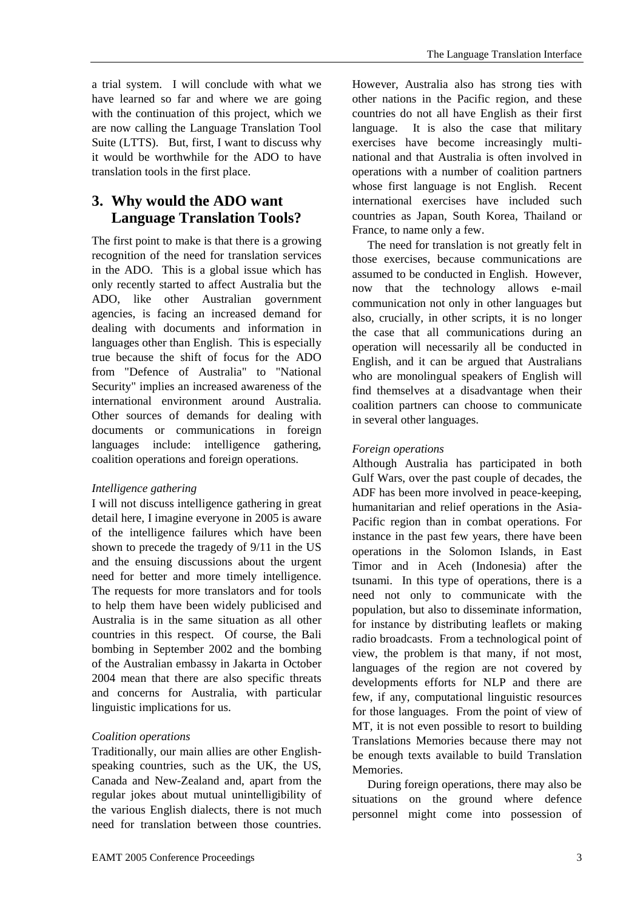a trial system. I will conclude with what we have learned so far and where we are going with the continuation of this project, which we are now calling the Language Translation Tool Suite (LTTS). But, first, I want to discuss why it would be worthwhile for the ADO to have translation tools in the first place.

## 3. Why would the ADO want Language Translation Tools?

The first point to make is that there is a growing recognition of the need for translation services in the ADO. This is a global issue which has only recently started to affect Australia but the ADO, like other Australian government agencies, is facing an increased demand for dealing with documents and information in languages other than English. This is especially true because the shift of focus for the ADO from "Defence of Australia" to "National Security" implies an increased awareness of the international environment around Australia. Other sources of demands for dealing with documents or communications in foreign languages include: intelligence gathering, coalition operations and foreign operations.

*Intelligence gathering*

I will not discuss intelligence gathering in great detail here, I imagine everyone in 2005 is aware of the intelligence failures which have been shown to precede the tragedy of 9/11 in the US and the ensuing discussions about the urgent need for better and more timely intelligence. The requests for more translators and for tools to help them have been widely publicised and Australia is in the same situation as all other countries in this respect. Of course, the Bali bombing in September 2002 and the bombing of the Australian embassy in Jakarta in October 2004 mean that there are also specific threats and concerns for Australia, with particular linguistic implications for us.

*Coalition operations*

Traditionally, our main allies are other English-speaking countries, such as the UK, the US, Canada and New-Zealand and, apart from the regular jokes about mutual unintelligibility of the various English dialects, there is not much need for translation between those countries. However, Australia also has strong ties with other nations in the Pacific region, and these countries do not all have English as their first language. It is also the case that military exercises have become increasingly multi-national and that Australia is often involved in operations with a number of coalition partners whose first language is not English. Recent international exercises have included such countries as Japan, South Korea, Thailand or France, to name only a few.

The need for translation is not greatly felt in those exercises, because communications are assumed to be conducted in English. However, now that the technology allows e-mail communication not only in other languages but also, crucially, in other scripts, it is no longer the case that all communications during an operation will necessarily all be conducted in English, and it can be argued that Australians who are monolingual speakers of English will find themselves at a disadvantage when their coalition partners can choose to communicate in several other languages.

*Foreign operations*

Although Australia has participated in both Gulf Wars, over the past couple of decades, the ADF has been more involved in peace-keeping, humanitarian and relief operations in the Asia-Pacific region than in combat operations. For instance in the past few years, there have been operations in the Solomon Islands, in East Timor and in Aceh (Indonesia) after the tsunami. In this type of operations, there is a need not only to communicate with the population, but also to disseminate information, for instance by distributing leaflets or making radio broadcasts. From a technological point of view, the problem is that many, if not most, languages of the region are not covered by developments efforts for NLP and there are few, if any, computational linguistic resources for those languages. From the point of view of MT, it is not even possible to resort to building Translations Memories because there may not be enough texts available to build Translation Memories.

During foreign operations, there may also be situations on the ground where defence personnel might come into possession of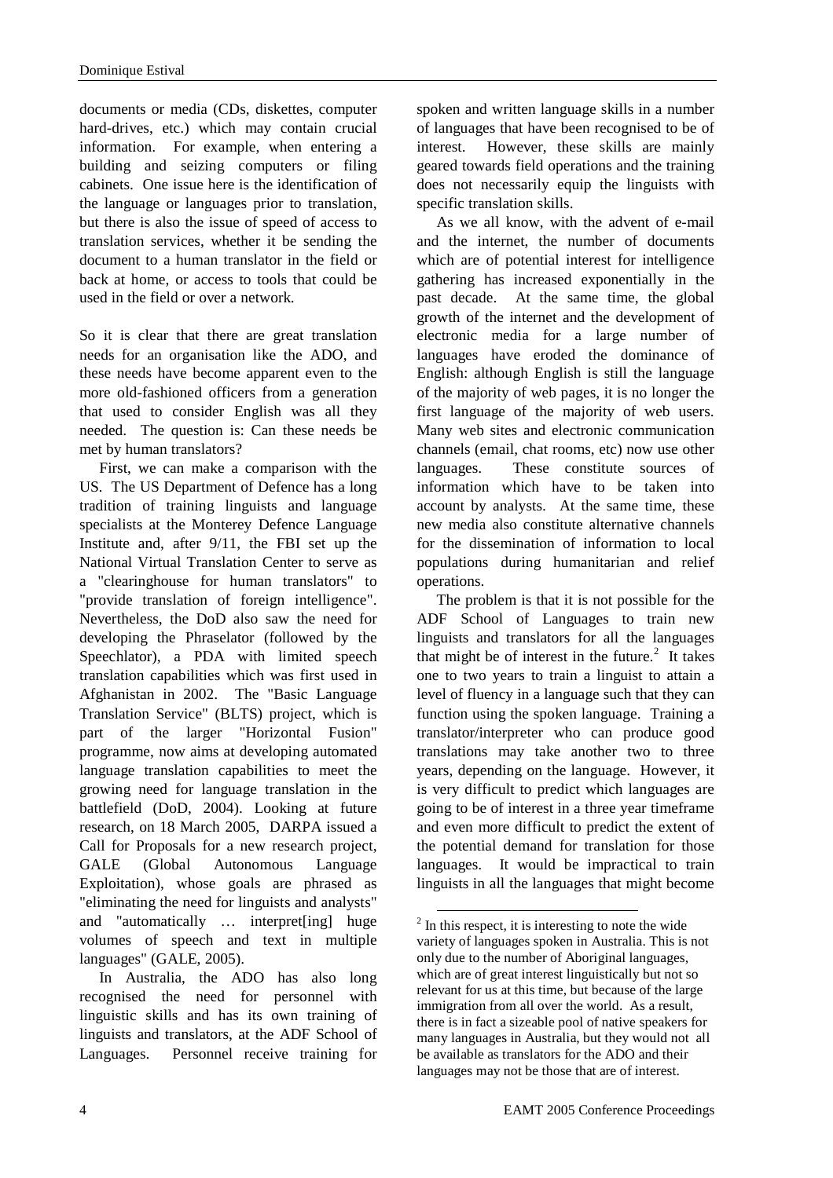documents or media (CDs, diskettes, computer hard-drives, etc.) which may contain crucial information. For example, when entering a building and seizing computers or filing cabinets. One issue here is the identification of the language or languages prior to translation, but there is also the issue of speed of access to translation services, whether it be sending the document to a human translator in the field or back at home, or access to tools that could be used in the field or over a network.

So it is clear that there are great translation needs for an organisation like the ADO, and these needs have become apparent even to the more old-fashioned officers from a generation that used to consider English was all they needed. The question is: Can these needs be met by human translators?

First, we can make a comparison with the US. The US Department of Defence has a long tradition of training linguists and language specialists at the Monterey Defence Language Institute and, after 9/11, the FBI set up the National Virtual Translation Center to serve as a "clearinghouse for human translators" to "provide translation of foreign intelligence". Nevertheless, the DoD also saw the need for developing the Phraselator (followed by the Speechlator), a PDA with limited speech translation capabilities which was first used in Afghanistan in 2002. The "Basic Language Translation Service" (BLTS) project, which is part of the larger "Horizontal Fusion" programme, now aims at developing automated language translation capabilities to meet the growing need for language translation in the battlefield (DoD, 2004). Looking at future research, on 18 March 2005, DARPA issued a Call for Proposals for a new research project, GALE (Global Autonomous Language Exploitation), whose goals are phrased as "eliminating the need for linguists and analysts" and "automatically … interpret[ing] huge volumes of speech and text in multiple languages" (GALE, 2005).

In Australia, the ADO has also long recognised the need for personnel with linguistic skills and has its own training of linguists and translators, at the ADF School of Languages. Personnel receive training for spoken and written language skills in a number of languages that have been recognised to be of interest. However, these skills are mainly geared towards field operations and the training does not necessarily equip the linguists with specific translation skills.

As we all know, with the advent of e-mail and the internet, the number of documents which are of potential interest for intelligence gathering has increased exponentially in the past decade. At the same time, the global growth of the internet and the development of electronic media for a large number of languages have eroded the dominance of English: although English is still the language of the majority of web pages, it is no longer the first language of the majority of web users. Many web sites and electronic communication channels (email, chat rooms, etc) now use other languages. These constitute sources of information which have to be taken into account by analysts. At the same time, these new media also constitute alternative channels for the dissemination of information to local populations during humanitarian and relief operations.

The problem is that it is not possible for the ADF School of Languages to train new linguists and translators for all the languages that might be of interest in the future.[2] It takes one to two years to train a linguist to attain a level of fluency in a language such that they can function using the spoken language. Training a translator/interpreter who can produce good translations may take another two to three years, depending on the language. However, it is very difficult to predict which languages are going to be of interest in a three year timeframe and even more difficult to predict the extent of the potential demand for translation for those languages. It would be impractical to train linguists in all the languages that might become

[2] In this respect, it is interesting to note the wide variety of languages spoken in Australia. This is not only due to the number of Aboriginal languages, which are of great interest linguistically but not so relevant for us at this time, but because of the large immigration from all over the world. As a result, there is in fact a sizeable pool of native speakers for many languages in Australia, but they would not all be available as translators for the ADO and their languages may not be those that are of interest.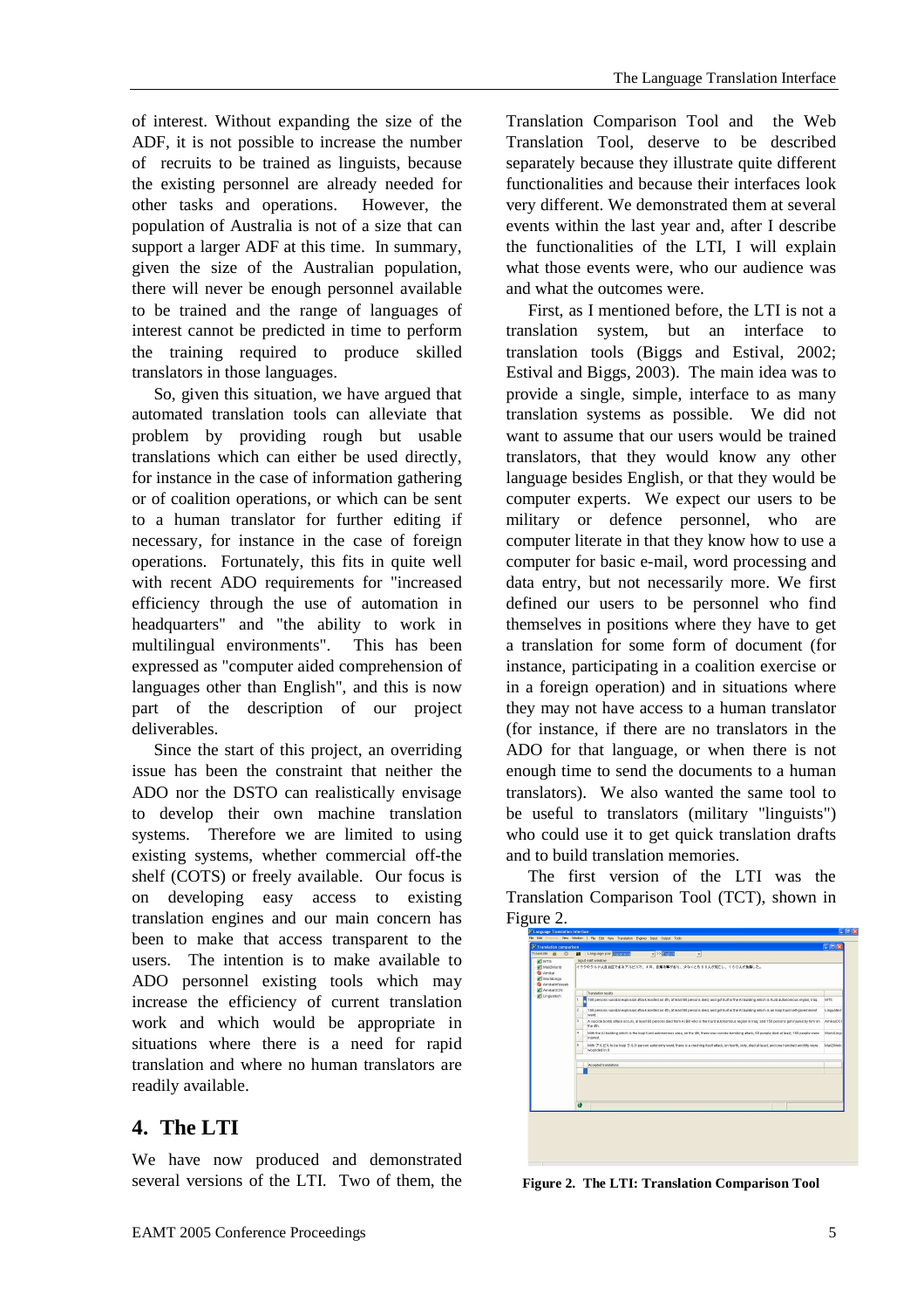of interest. Without expanding the size of the ADF, it is not possible to increase the number of recruits to be trained as linguists, because the existing personnel are already needed for other tasks and operations. However, the population of Australia is not of a size that can support a larger ADF at this time. In summary, given the size of the Australian population, there will never be enough personnel available to be trained and the range of languages of interest cannot be predicted in time to perform the training required to produce skilled translators in those languages.

So, given this situation, we have argued that automated translation tools can alleviate that problem by providing rough but usable translations which can either be used directly, for instance in the case of information gathering or of coalition operations, or which can be sent to a human translator for further editing if necessary, for instance in the case of foreign operations. Fortunately, this fits in quite well with recent ADO requirements for "increased efficiency through the use of automation in headquarters" and "the ability to work in multilingual environments". This has been expressed as "computer aided comprehension of languages other than English", and this is now part of the description of our project deliverables.

Since the start of this project, an overriding issue has been the constraint that neither the ADO nor the DSTO can realistically envisage to develop their own machine translation systems. Therefore we are limited to using existing systems, whether commercial off-the shelf (COTS) or freely available. Our focus is on developing easy access to existing translation engines and our main concern has been to make that access transparent to the users. The intention is to make available to ADO personnel existing tools which may increase the efficiency of current translation work and which would be appropriate in situations where there is a need for rapid translation and where no human translators are readily available.

## 4. The LTI

We have now produced and demonstrated several versions of the LTI. Two of them, the Translation Comparison Tool and the Web Translation Tool, deserve to be described separately because they illustrate quite different functionalities and because their interfaces look very different. We demonstrated them at several events within the last year and, after I describe the functionalities of the LTI, I will explain what those events were, who our audience was and what the outcomes were.

First, as I mentioned before, the LTI is not a translation system, but an interface to translation tools (Biggs and Estival, 2002; Estival and Biggs, 2003). The main idea was to provide a single, simple, interface to as many translation systems as possible. We did not want to assume that our users would be trained translators, that they would know any other language besides English, or that they would be computer experts. We expect our users to be military or defence personnel, who are computer literate in that they know how to use a computer for basic e-mail, word processing and data entry, but not necessarily more. We first defined our users to be personnel who find themselves in positions where they have to get a translation for some form of document (for instance, participating in a coalition exercise or in a foreign operation) and in situations where they may not have access to a human translator (for instance, if there are no translators in the ADO for that language, or when there is not enough time to send the documents to a human translators). We also wanted the same tool to be useful to translators (military "linguists") who could use it to get quick translation drafts and to build translation memories.

The first version of the LTI was the Translation Comparison Tool (TCT), shown in Figure 2.

**Figure 2. The LTI: Translation Comparison Tool**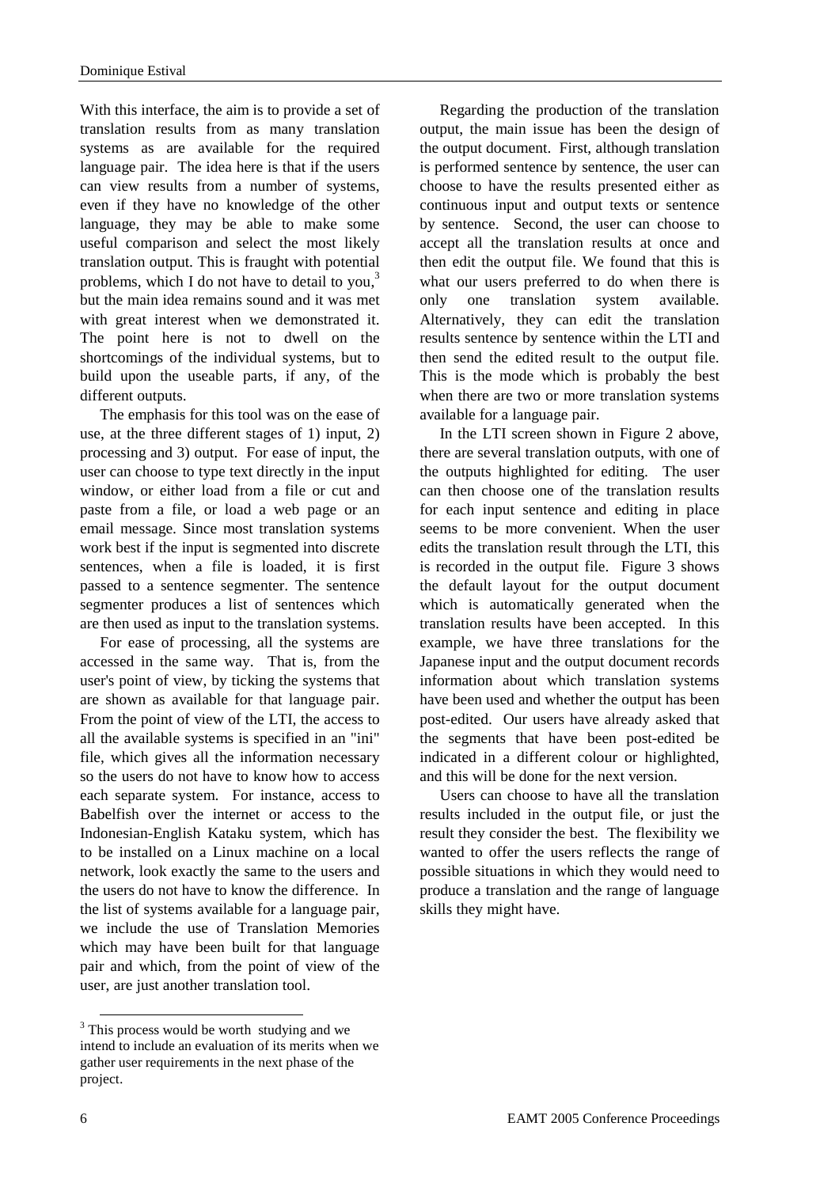With this interface, the aim is to provide a set of translation results from as many translation systems as are available for the required language pair. The idea here is that if the users can view results from a number of systems, even if they have no knowledge of the other language, they may be able to make some useful comparison and select the most likely translation output. This is fraught with potential problems, which I do not have to detail to you,[3] but the main idea remains sound and it was met with great interest when we demonstrated it. The point here is not to dwell on the shortcomings of the individual systems, but to build upon the useable parts, if any, of the different outputs.

The emphasis for this tool was on the ease of use, at the three different stages of 1) input, 2) processing and 3) output. For ease of input, the user can choose to type text directly in the input window, or either load from a file or cut and paste from a file, or load a web page or an email message. Since most translation systems work best if the input is segmented into discrete sentences, when a file is loaded, it is first passed to a sentence segmenter. The sentence segmenter produces a list of sentences which are then used as input to the translation systems.

For ease of processing, all the systems are accessed in the same way. That is, from the user's point of view, by ticking the systems that are shown as available for that language pair. From the point of view of the LTI, the access to all the available systems is specified in an "ini" file, which gives all the information necessary so the users do not have to know how to access each separate system. For instance, access to Babelfish over the internet or access to the Indonesian-English Kataku system, which has to be installed on a Linux machine on a local network, look exactly the same to the users and the users do not have to know the difference. In the list of systems available for a language pair, we include the use of Translation Memories which may have been built for that language pair and which, from the point of view of the user, are just another translation tool.

Regarding the production of the translation output, the main issue has been the design of the output document. First, although translation is performed sentence by sentence, the user can choose to have the results presented either as continuous input and output texts or sentence by sentence. Second, the user can choose to accept all the translation results at once and then edit the output file. We found that this is what our users preferred to do when there is only one translation system available. Alternatively, they can edit the translation results sentence by sentence within the LTI and then send the edited result to the output file. This is the mode which is probably the best when there are two or more translation systems available for a language pair.

In the LTI screen shown in Figure 2 above, there are several translation outputs, with one of the outputs highlighted for editing. The user can then choose one of the translation results for each input sentence and editing in place seems to be more convenient. When the user edits the translation result through the LTI, this is recorded in the output file. Figure 3 shows the default layout for the output document which is automatically generated when the translation results have been accepted. In this example, we have three translations for the Japanese input and the output document records information about which translation systems have been used and whether the output has been post-edited. Our users have already asked that the segments that have been post-edited be indicated in a different colour or highlighted, and this will be done for the next version.

Users can choose to have all the translation results included in the output file, or just the result they consider the best. The flexibility we wanted to offer the users reflects the range of possible situations in which they would need to produce a translation and the range of language skills they might have.

---

[3] This process would be worth studying and we intend to include an evaluation of its merits when we gather user requirements in the next phase of the project.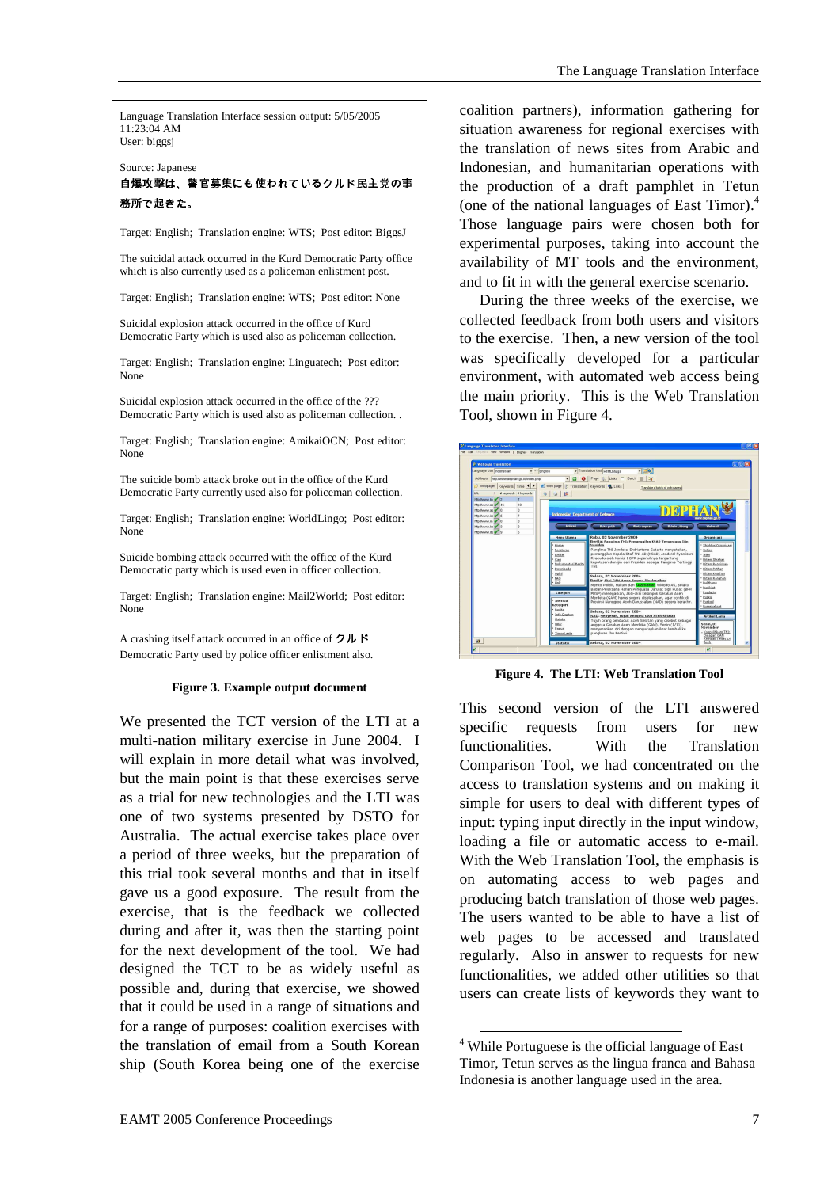Language Translation Interface session output: 5/05/2005 11:23:04 AM
User: biggsj

Source: Japanese
**自爆攻撃は、警官募集にも使われているクルド民主党の事務所で起きた。**

Target: English; Translation engine: WTS; Post editor: BiggsJ

The suicidal attack occurred in the Kurd Democratic Party office which is also currently used as a policeman enlistment post.

Target: English; Translation engine: WTS; Post editor: None

Suicidal explosion attack occurred in the office of Kurd Democratic Party which is used also as policeman collection.

Target: English; Translation engine: Linguatech; Post editor: None

Suicidal explosion attack occurred in the office of the ??? Democratic Party which is used also as policeman collection. .

Target: English; Translation engine: AmikaiOCN; Post editor: None

The suicide bomb attack broke out in the office of the Kurd Democratic Party currently used also for policeman collection.

Target: English; Translation engine: WorldLingo; Post editor: None

Suicide bombing attack occurred with the office of the Kurd Democratic party which is used even in officer collection.

Target: English; Translation engine: Mail2World; Post editor: None

A crashing itself attack occurred in an office of **クルド** Democratic Party used by police officer enlistment also.

**Figure 3. Example output document**

We presented the TCT version of the LTI at a multi-nation military exercise in June 2004. I will explain in more detail what was involved, but the main point is that these exercises serve as a trial for new technologies and the LTI was one of two systems presented by DSTO for Australia. The actual exercise takes place over a period of three weeks, but the preparation of this trial took several months and that in itself gave us a good exposure. The result from the exercise, that is the feedback we collected during and after it, was then the starting point for the next development of the tool. We had designed the TCT to be as widely useful as possible and, during that exercise, we showed that it could be used in a range of situations and for a range of purposes: coalition exercises with the translation of email from a South Korean ship (South Korea being one of the exercise coalition partners), information gathering for situation awareness for regional exercises with the translation of news sites from Arabic and Indonesian, and humanitarian operations with the production of a draft pamphlet in Tetun (one of the national languages of East Timor).[4] Those language pairs were chosen both for experimental purposes, taking into account the availability of MT tools and the environment, and to fit in with the general exercise scenario.

During the three weeks of the exercise, we collected feedback from both users and visitors to the exercise. Then, a new version of the tool was specifically developed for a particular environment, with automated web access being the main priority. This is the Web Translation Tool, shown in Figure 4.

**Figure 4. The LTI: Web Translation Tool**

This second version of the LTI answered specific requests from users for new functionalities. With the Translation Comparison Tool, we had concentrated on the access to translation systems and on making it simple for users to deal with different types of input: typing input directly in the input window, loading a file or automatic access to e-mail. With the Web Translation Tool, the emphasis is on automating access to web pages and producing batch translation of those web pages. The users wanted to be able to have a list of web pages to be accessed and translated regularly. Also in answer to requests for new functionalities, we added other utilities so that users can create lists of keywords they want to

---

[4] While Portuguese is the official language of East Timor, Tetun serves as the lingua franca and Bahasa Indonesia is another language used in the area.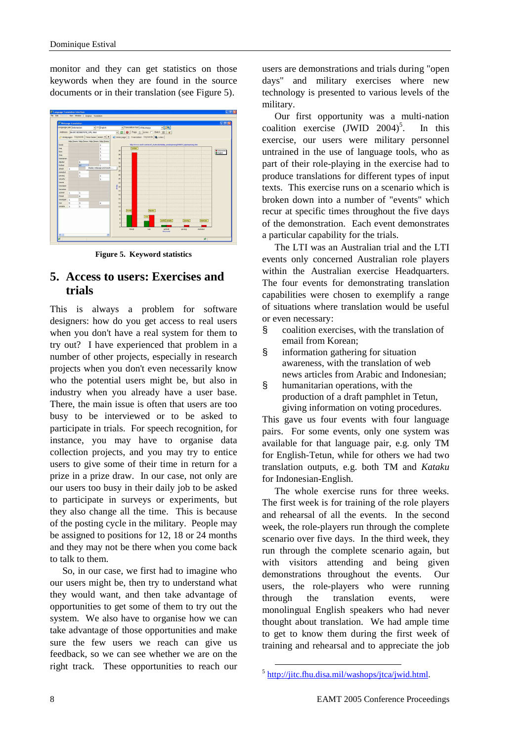monitor and they can get statistics on those keywords when they are found in the source documents or in their translation (see Figure 5).

**Figure 5. Keyword statistics**

## 5. Access to users: Exercises and trials

This is always a problem for software designers: how do you get access to real users when you don't have a real system for them to try out? I have experienced that problem in a number of other projects, especially in research projects when you don't even necessarily know who the potential users might be, but also in industry when you already have a user base. There, the main issue is often that users are too busy to be interviewed or to be asked to participate in trials. For speech recognition, for instance, you may have to organise data collection projects, and you may try to entice users to give some of their time in return for a prize in a prize draw. In our case, not only are our users too busy in their daily job to be asked to participate in surveys or experiments, but they also change all the time. This is because of the posting cycle in the military. People may be assigned to positions for 12, 18 or 24 months and they may not be there when you come back to talk to them.

So, in our case, we first had to imagine who our users might be, then try to understand what they would want, and then take advantage of opportunities to get some of them to try out the system. We also have to organise how we can take advantage of those opportunities and make sure the few users we reach can give us feedback, so we can see whether we are on the right track. These opportunities to reach our users are demonstrations and trials during "open days" and military exercises where new technology is presented to various levels of the military.

Our first opportunity was a multi-nation coalition exercise (JWID 2004)[5]. In this exercise, our users were military personnel untrained in the use of language tools, who as part of their role-playing in the exercise had to produce translations for different types of input texts. This exercise runs on a scenario which is broken down into a number of "events" which recur at specific times throughout the five days of the demonstration. Each event demonstrates a particular capability for the trials.

The LTI was an Australian trial and the LTI events only concerned Australian role players within the Australian exercise Headquarters. The four events for demonstrating translation capabilities were chosen to exemplify a range of situations where translation would be useful or even necessary:

- coalition exercises, with the translation of email from Korean;
- information gathering for situation awareness, with the translation of web news articles from Arabic and Indonesian;
- humanitarian operations, with the production of a draft pamphlet in Tetun, giving information on voting procedures.

This gave us four events with four language pairs. For some events, only one system was available for that language pair, e.g. only TM for English-Tetun, while for others we had two translation outputs, e.g. both TM and *Kataku* for Indonesian-English.

The whole exercise runs for three weeks. The first week is for training of the role players and rehearsal of all the events. In the second week, the role-players run through the complete scenario over five days. In the third week, they run through the complete scenario again, but with visitors attending and being given demonstrations throughout the events. Our users, the role-players who were running through the translation events, were monolingual English speakers who had never thought about translation. We had ample time to get to know them during the first week of training and rehearsal and to appreciate the job

[5] http://jitc.fhu.disa.mil/washops/jtca/jwid.html.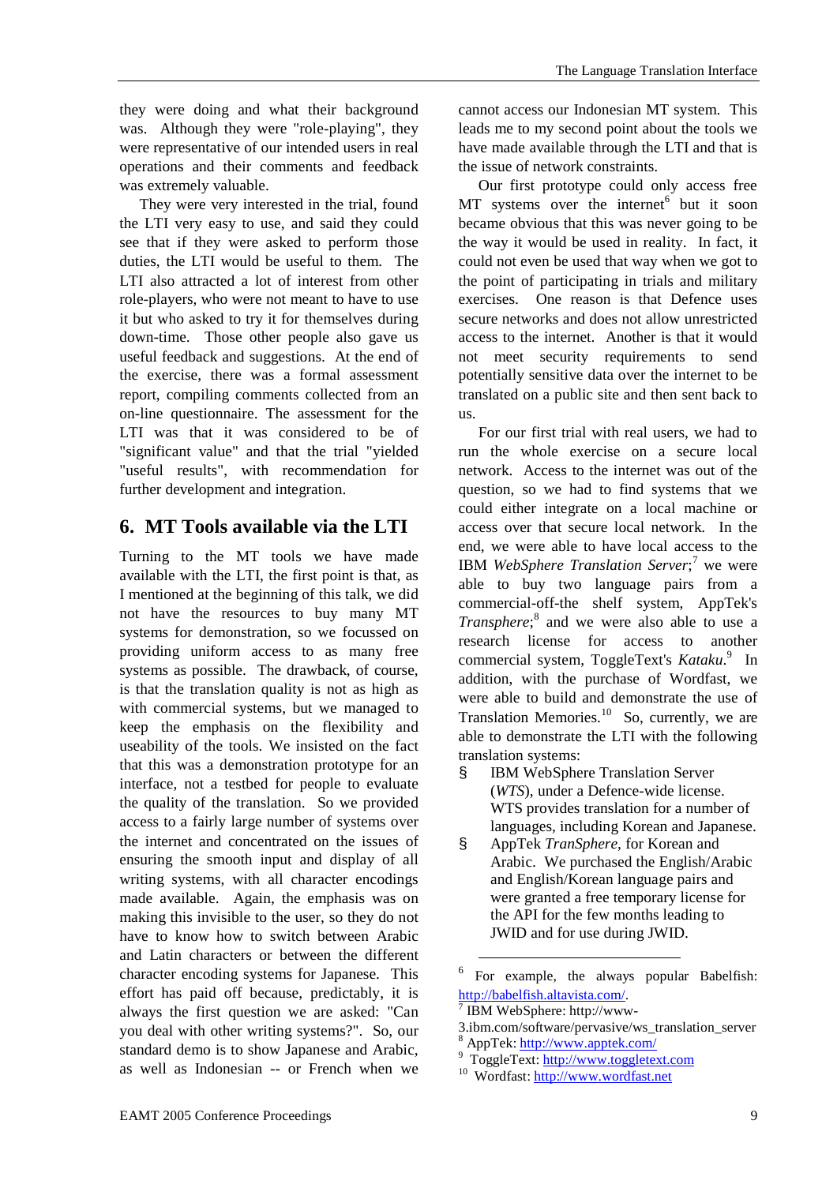they were doing and what their background was. Although they were "role-playing", they were representative of our intended users in real operations and their comments and feedback was extremely valuable.

They were very interested in the trial, found the LTI very easy to use, and said they could see that if they were asked to perform those duties, the LTI would be useful to them. The LTI also attracted a lot of interest from other role-players, who were not meant to have to use it but who asked to try it for themselves during down-time. Those other people also gave us useful feedback and suggestions. At the end of the exercise, there was a formal assessment report, compiling comments collected from an on-line questionnaire. The assessment for the LTI was that it was considered to be of "significant value" and that the trial "yielded "useful results", with recommendation for further development and integration.

## 6. MT Tools available via the LTI

Turning to the MT tools we have made available with the LTI, the first point is that, as I mentioned at the beginning of this talk, we did not have the resources to buy many MT systems for demonstration, so we focussed on providing uniform access to as many free systems as possible. The drawback, of course, is that the translation quality is not as high as with commercial systems, but we managed to keep the emphasis on the flexibility and useability of the tools. We insisted on the fact that this was a demonstration prototype for an interface, not a testbed for people to evaluate the quality of the translation. So we provided access to a fairly large number of systems over the internet and concentrated on the issues of ensuring the smooth input and display of all writing systems, with all character encodings made available. Again, the emphasis was on making this invisible to the user, so they do not have to know how to switch between Arabic and Latin characters or between the different character encoding systems for Japanese. This effort has paid off because, predictably, it is always the first question we are asked: "Can you deal with other writing systems?". So, our standard demo is to show Japanese and Arabic, as well as Indonesian -- or French when we cannot access our Indonesian MT system. This leads me to my second point about the tools we have made available through the LTI and that is the issue of network constraints.

Our first prototype could only access free MT systems over the internet[6] but it soon became obvious that this was never going to be the way it would be used in reality. In fact, it could not even be used that way when we got to the point of participating in trials and military exercises. One reason is that Defence uses secure networks and does not allow unrestricted access to the internet. Another is that it would not meet security requirements to send potentially sensitive data over the internet to be translated on a public site and then sent back to us.

For our first trial with real users, we had to run the whole exercise on a secure local network. Access to the internet was out of the question, so we had to find systems that we could either integrate on a local machine or access over that secure local network. In the end, we were able to have local access to the IBM *WebSphere Translation Server*;[7] we were able to buy two language pairs from a commercial-off-the shelf system, AppTek's *Transphere*;[8] and we were also able to use a research license for access to another commercial system, ToggleText's *Kataku*.[9] In addition, with the purchase of Wordfast, we were able to build and demonstrate the use of Translation Memories.[10] So, currently, we are able to demonstrate the LTI with the following translation systems:

- IBM WebSphere Translation Server (*WTS*), under a Defence-wide license. WTS provides translation for a number of languages, including Korean and Japanese.
- AppTek *TranSphere*, for Korean and Arabic. We purchased the English/Arabic and English/Korean language pairs and were granted a free temporary license for the API for the few months leading to JWID and for use during JWID.

---

[6] For example, the always popular Babelfish: http://babelfish.altavista.com/.

[7] IBM WebSphere: http://www-3.ibm.com/software/pervasive/ws_translation_server

[8] AppTek: http://www.apptek.com/

[9] ToggleText: http://www.toggletext.com

[10] Wordfast: http://www.wordfast.net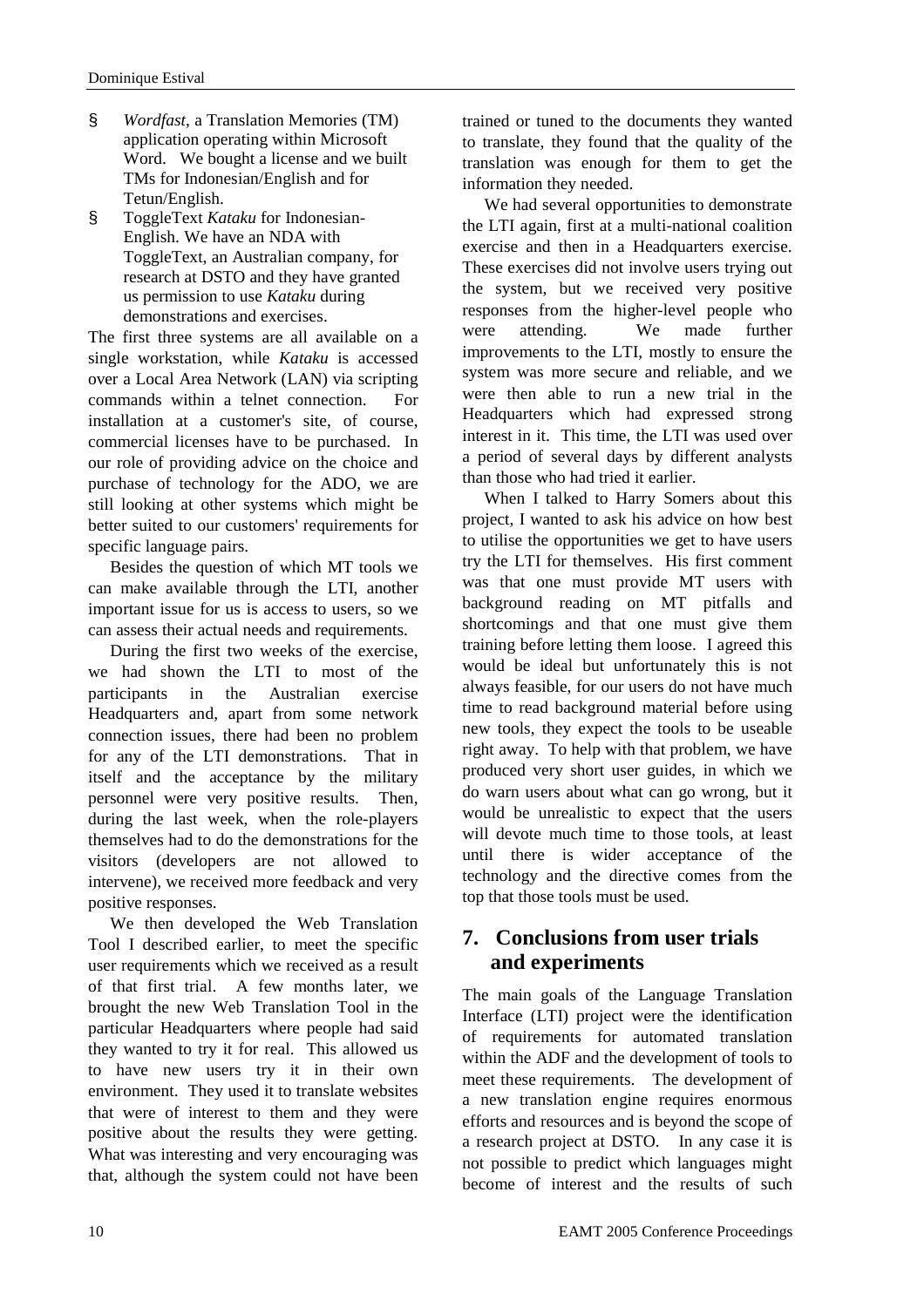- *Wordfast*, a Translation Memories (TM) application operating within Microsoft Word. We bought a license and we built TMs for Indonesian/English and for Tetun/English.
- ToggleText *Kataku* for Indonesian-English. We have an NDA with ToggleText, an Australian company, for research at DSTO and they have granted us permission to use *Kataku* during demonstrations and exercises.

The first three systems are all available on a single workstation, while *Kataku* is accessed over a Local Area Network (LAN) via scripting commands within a telnet connection. For installation at a customer's site, of course, commercial licenses have to be purchased. In our role of providing advice on the choice and purchase of technology for the ADO, we are still looking at other systems which might be better suited to our customers' requirements for specific language pairs.

Besides the question of which MT tools we can make available through the LTI, another important issue for us is access to users, so we can assess their actual needs and requirements.

During the first two weeks of the exercise, we had shown the LTI to most of the participants in the Australian exercise Headquarters and, apart from some network connection issues, there had been no problem for any of the LTI demonstrations. That in itself and the acceptance by the military personnel were very positive results. Then, during the last week, when the role-players themselves had to do the demonstrations for the visitors (developers are not allowed to intervene), we received more feedback and very positive responses.

We then developed the Web Translation Tool I described earlier, to meet the specific user requirements which we received as a result of that first trial. A few months later, we brought the new Web Translation Tool in the particular Headquarters where people had said they wanted to try it for real. This allowed us to have new users try it in their own environment. They used it to translate websites that were of interest to them and they were positive about the results they were getting. What was interesting and very encouraging was that, although the system could not have been trained or tuned to the documents they wanted to translate, they found that the quality of the translation was enough for them to get the information they needed.

We had several opportunities to demonstrate the LTI again, first at a multi-national coalition exercise and then in a Headquarters exercise. These exercises did not involve users trying out the system, but we received very positive responses from the higher-level people who were attending. We made further improvements to the LTI, mostly to ensure the system was more secure and reliable, and we were then able to run a new trial in the Headquarters which had expressed strong interest in it. This time, the LTI was used over a period of several days by different analysts than those who had tried it earlier.

When I talked to Harry Somers about this project, I wanted to ask his advice on how best to utilise the opportunities we get to have users try the LTI for themselves. His first comment was that one must provide MT users with background reading on MT pitfalls and shortcomings and that one must give them training before letting them loose. I agreed this would be ideal but unfortunately this is not always feasible, for our users do not have much time to read background material before using new tools, they expect the tools to be useable right away. To help with that problem, we have produced very short user guides, in which we do warn users about what can go wrong, but it would be unrealistic to expect that the users will devote much time to those tools, at least until there is wider acceptance of the technology and the directive comes from the top that those tools must be used.

## 7. Conclusions from user trials and experiments

The main goals of the Language Translation Interface (LTI) project were the identification of requirements for automated translation within the ADF and the development of tools to meet these requirements. The development of a new translation engine requires enormous efforts and resources and is beyond the scope of a research project at DSTO. In any case it is not possible to predict which languages might become of interest and the results of such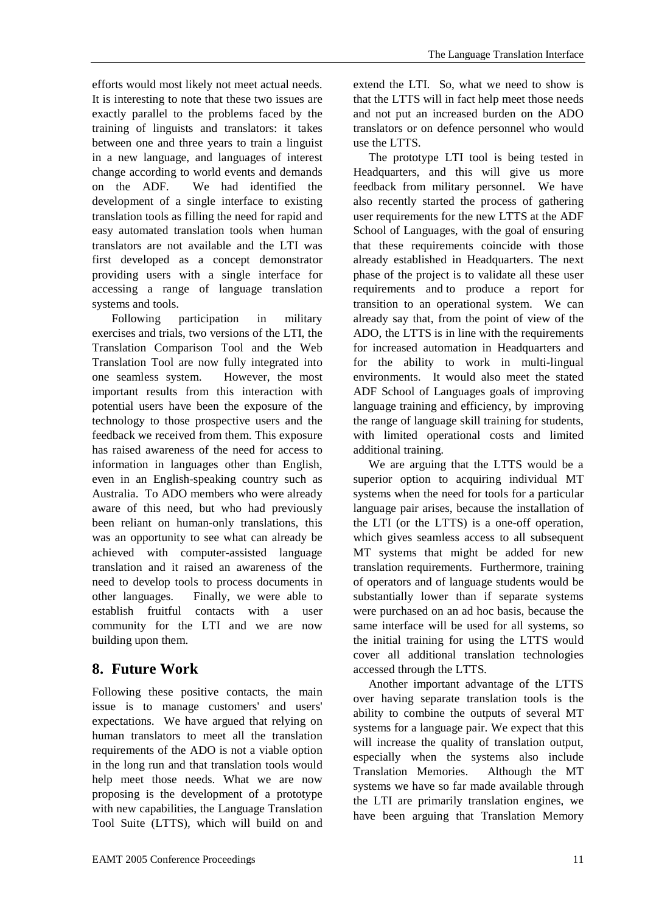efforts would most likely not meet actual needs. It is interesting to note that these two issues are exactly parallel to the problems faced by the training of linguists and translators: it takes between one and three years to train a linguist in a new language, and languages of interest change according to world events and demands on the ADF. We had identified the development of a single interface to existing translation tools as filling the need for rapid and easy automated translation tools when human translators are not available and the LTI was first developed as a concept demonstrator providing users with a single interface for accessing a range of language translation systems and tools.

Following participation in military exercises and trials, two versions of the LTI, the Translation Comparison Tool and the Web Translation Tool are now fully integrated into one seamless system. However, the most important results from this interaction with potential users have been the exposure of the technology to those prospective users and the feedback we received from them. This exposure has raised awareness of the need for access to information in languages other than English, even in an English-speaking country such as Australia. To ADO members who were already aware of this need, but who had previously been reliant on human-only translations, this was an opportunity to see what can already be achieved with computer-assisted language translation and it raised an awareness of the need to develop tools to process documents in other languages. Finally, we were able to establish fruitful contacts with a user community for the LTI and we are now building upon them.

## 8. Future Work

Following these positive contacts, the main issue is to manage customers' and users' expectations. We have argued that relying on human translators to meet all the translation requirements of the ADO is not a viable option in the long run and that translation tools would help meet those needs. What we are now proposing is the development of a prototype with new capabilities, the Language Translation Tool Suite (LTTS), which will build on and extend the LTI. So, what we need to show is that the LTTS will in fact help meet those needs and not put an increased burden on the ADO translators or on defence personnel who would use the LTTS.

The prototype LTI tool is being tested in Headquarters, and this will give us more feedback from military personnel. We have also recently started the process of gathering user requirements for the new LTTS at the ADF School of Languages, with the goal of ensuring that these requirements coincide with those already established in Headquarters. The next phase of the project is to validate all these user requirements and to produce a report for transition to an operational system. We can already say that, from the point of view of the ADO, the LTTS is in line with the requirements for increased automation in Headquarters and for the ability to work in multi-lingual environments. It would also meet the stated ADF School of Languages goals of improving language training and efficiency, by improving the range of language skill training for students, with limited operational costs and limited additional training.

We are arguing that the LTTS would be a superior option to acquiring individual MT systems when the need for tools for a particular language pair arises, because the installation of the LTI (or the LTTS) is a one-off operation, which gives seamless access to all subsequent MT systems that might be added for new translation requirements. Furthermore, training of operators and of language students would be substantially lower than if separate systems were purchased on an ad hoc basis, because the same interface will be used for all systems, so the initial training for using the LTTS would cover all additional translation technologies accessed through the LTTS.

Another important advantage of the LTTS over having separate translation tools is the ability to combine the outputs of several MT systems for a language pair. We expect that this will increase the quality of translation output, especially when the systems also include Translation Memories. Although the MT systems we have so far made available through the LTI are primarily translation engines, we have been arguing that Translation Memory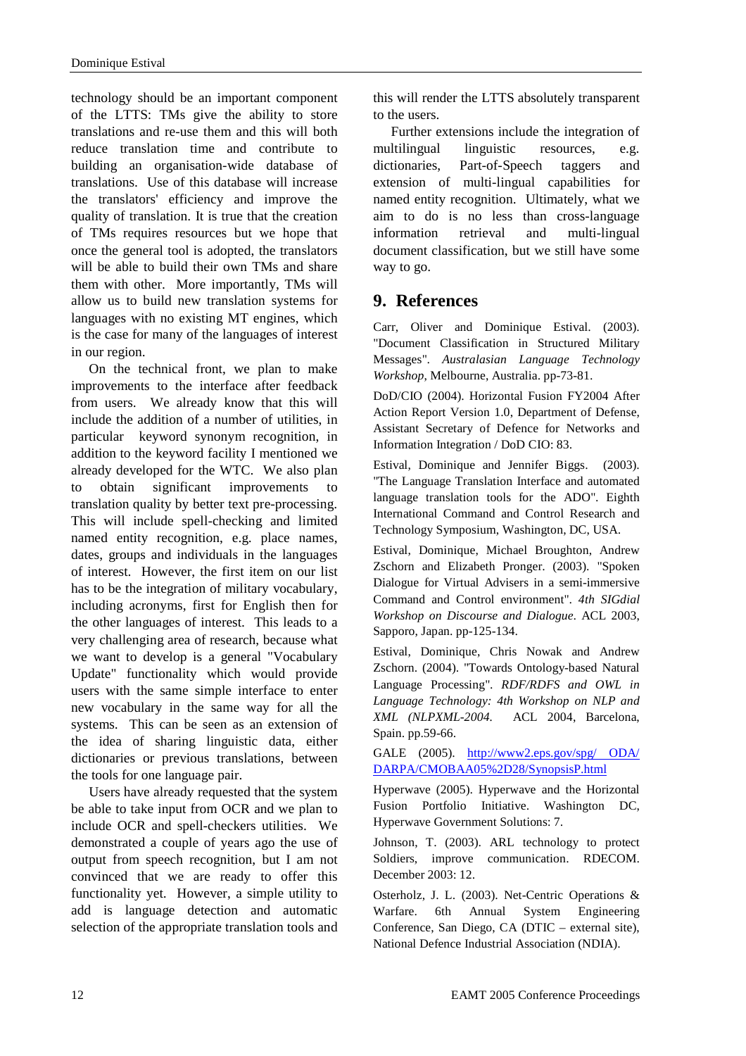technology should be an important component of the LTTS: TMs give the ability to store translations and re-use them and this will both reduce translation time and contribute to building an organisation-wide database of translations. Use of this database will increase the translators' efficiency and improve the quality of translation. It is true that the creation of TMs requires resources but we hope that once the general tool is adopted, the translators will be able to build their own TMs and share them with other. More importantly, TMs will allow us to build new translation systems for languages with no existing MT engines, which is the case for many of the languages of interest in our region.

On the technical front, we plan to make improvements to the interface after feedback from users. We already know that this will include the addition of a number of utilities, in particular keyword synonym recognition, in addition to the keyword facility I mentioned we already developed for the WTC. We also plan to obtain significant improvements to translation quality by better text pre-processing. This will include spell-checking and limited named entity recognition, e.g. place names, dates, groups and individuals in the languages of interest. However, the first item on our list has to be the integration of military vocabulary, including acronyms, first for English then for the other languages of interest. This leads to a very challenging area of research, because what we want to develop is a general "Vocabulary Update" functionality which would provide users with the same simple interface to enter new vocabulary in the same way for all the systems. This can be seen as an extension of the idea of sharing linguistic data, either dictionaries or previous translations, between the tools for one language pair.

Users have already requested that the system be able to take input from OCR and we plan to include OCR and spell-checkers utilities. We demonstrated a couple of years ago the use of output from speech recognition, but I am not convinced that we are ready to offer this functionality yet. However, a simple utility to add is language detection and automatic selection of the appropriate translation tools and this will render the LTTS absolutely transparent to the users.

Further extensions include the integration of multilingual linguistic resources, e.g. dictionaries, Part-of-Speech taggers and extension of multi-lingual capabilities for named entity recognition. Ultimately, what we aim to do is no less than cross-language information retrieval and multi-lingual document classification, but we still have some way to go.

## 9. References

Carr, Oliver and Dominique Estival. (2003). "Document Classification in Structured Military Messages". *Australasian Language Technology Workshop*, Melbourne, Australia. pp-73-81.

DoD/CIO (2004). Horizontal Fusion FY2004 After Action Report Version 1.0, Department of Defense, Assistant Secretary of Defence for Networks and Information Integration / DoD CIO: 83.

Estival, Dominique and Jennifer Biggs. (2003). "The Language Translation Interface and automated language translation tools for the ADO". Eighth International Command and Control Research and Technology Symposium, Washington, DC, USA.

Estival, Dominique, Michael Broughton, Andrew Zschorn and Elizabeth Pronger. (2003). "Spoken Dialogue for Virtual Advisers in a semi-immersive Command and Control environment". *4th SIGdial Workshop on Discourse and Dialogue*. ACL 2003, Sapporo, Japan. pp-125-134.

Estival, Dominique, Chris Nowak and Andrew Zschorn. (2004). "Towards Ontology-based Natural Language Processing". *RDF/RDFS and OWL in Language Technology: 4th Workshop on NLP and XML (NLPXML-2004.* ACL 2004, Barcelona, Spain. pp.59-66.

GALE (2005). http://www2.eps.gov/spg/ ODA/DARPA/CMOBAA05%2D28/SynopsisP.html

Hyperwave (2005). Hyperwave and the Horizontal Fusion Portfolio Initiative. Washington DC, Hyperwave Government Solutions: 7.

Johnson, T. (2003). ARL technology to protect Soldiers, improve communication. RDECOM. December 2003: 12.

Osterholz, J. L. (2003). Net-Centric Operations & Warfare. 6th Annual System Engineering Conference, San Diego, CA (DTIC – external site), National Defence Industrial Association (NDIA).